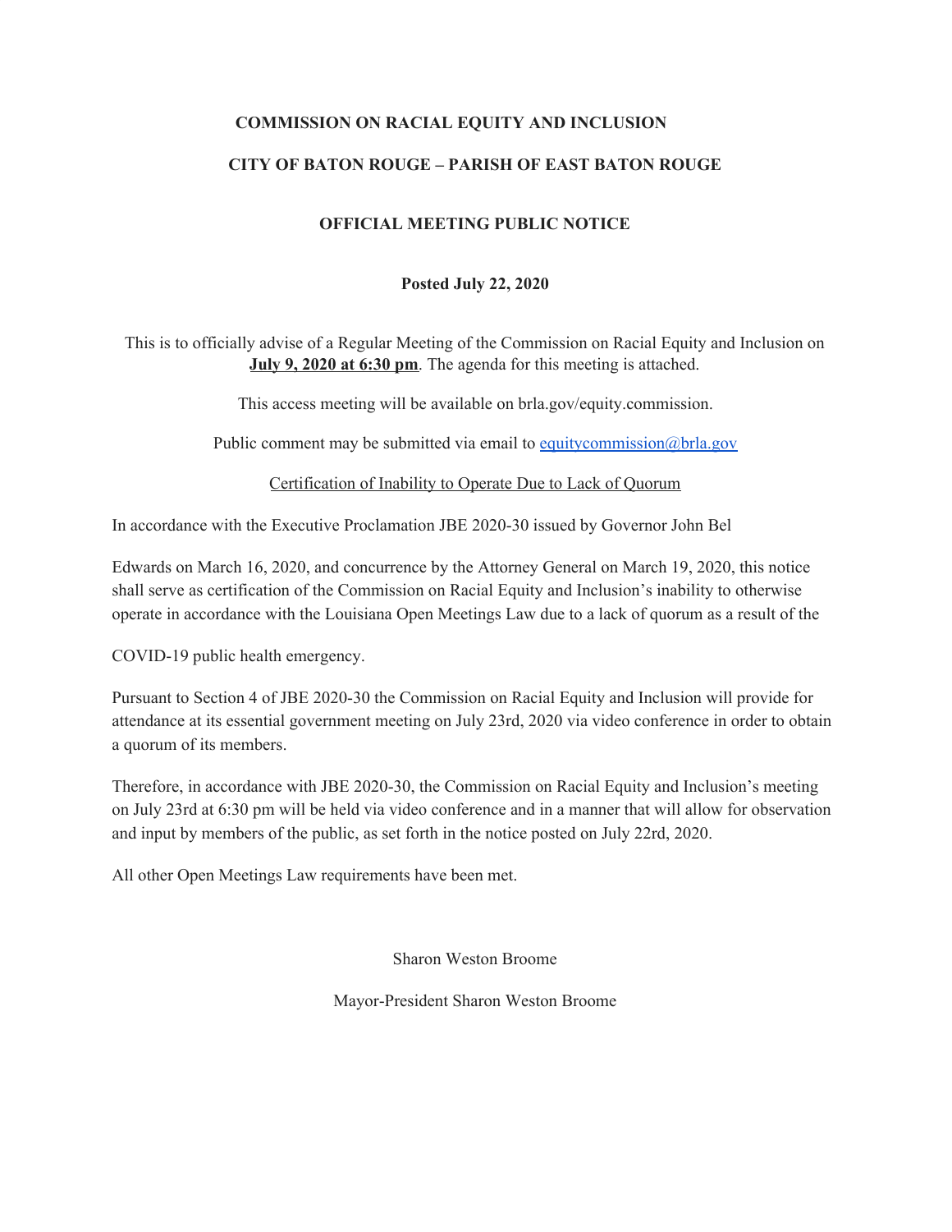**COMMISSION ON RACIAL EQUITY AND INCLUSION**

**CITY OF BATON ROUGE – PARISH OF EAST BATON ROUGE**

**OFFICIAL MEETING PUBLIC NOTICE**

**Posted July 22, 2020**

This is to officially advise of a Regular Meeting of the Commission on Racial Equity and Inclusion on **July 9, 2020 at 6:30 pm**. The agenda for this meeting is attached.

This access meeting will be available on brla.gov/equity.commission.

Public comment may be submitted via email to equitycommission@brla.gov

Certification of Inability to Operate Due to Lack of Quorum

In accordance with the Executive Proclamation JBE 2020-30 issued by Governor John Bel Edwards on March 16, 2020, and concurrence by the Attorney General on March 19, 2020, this notice shall serve as certification of the Commission on Racial Equity and Inclusion's inability to otherwise operate in accordance with the Louisiana Open Meetings Law due to a lack of quorum as a result of the COVID-19 public health emergency.

Pursuant to Section 4 of JBE 2020-30 the Commission on Racial Equity and Inclusion will provide for attendance at its essential government meeting on July 23rd, 2020 via video conference in order to obtain a quorum of its members.

Therefore, in accordance with JBE 2020-30, the Commission on Racial Equity and Inclusion's meeting on July 23rd at 6:30 pm will be held via video conference and in a manner that will allow for observation and input by members of the public, as set forth in the notice posted on July 22rd, 2020.

All other Open Meetings Law requirements have been met.

Sharon Weston Broome

Mayor-President Sharon Weston Broome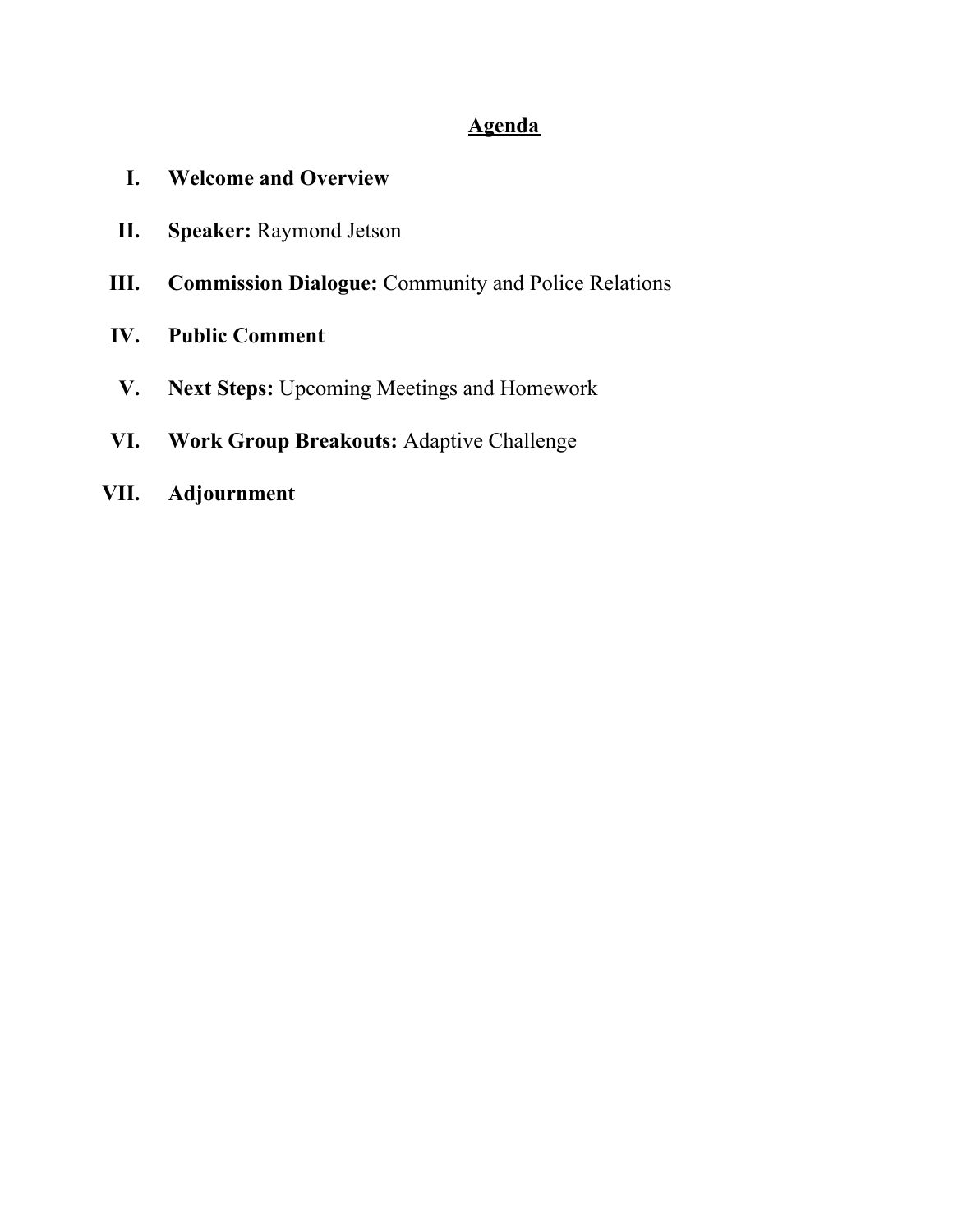# Agenda

I. **Welcome and Overview**

II. **Speaker:** Raymond Jetson

III. **Commission Dialogue:** Community and Police Relations

IV. **Public Comment**

V. **Next Steps:** Upcoming Meetings and Homework

VI. **Work Group Breakouts:** Adaptive Challenge

VII. **Adjournment**